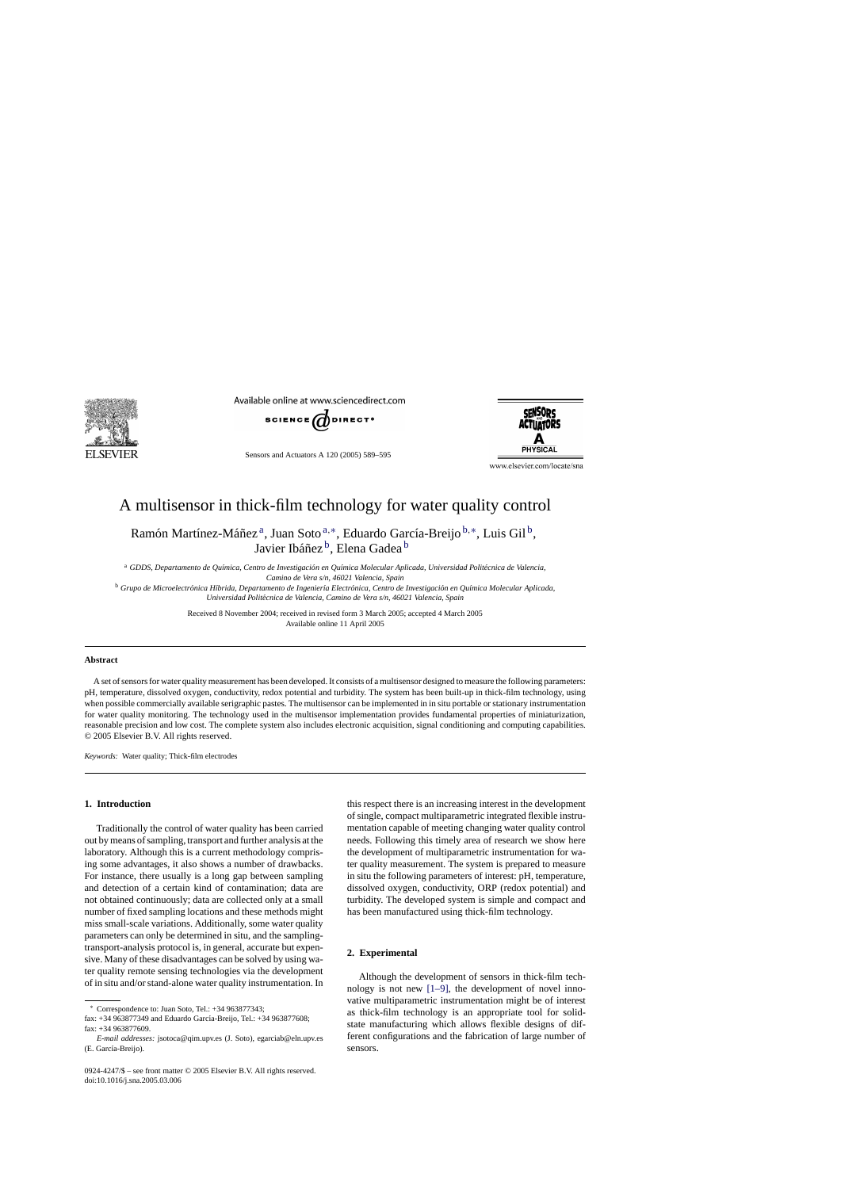# A multisensor in thick-film technology for water quality control

Ramón Martínez-Máñez [a], Juan Soto [a,*], Eduardo García-Breijo [b,*], Luis Gil [b], Javier Ibáñez [b], Elena Gadea [b]

[a] *GDDS, Departamento de Química, Centro de Investigación en Química Molecular Aplicada, Universidad Politécnica de Valencia, Camino de Vera s/n, 46021 Valencia, Spain*

[b] *Grupo de Microelectrónica Híbrida, Departamento de Ingeniería Electrónica, Centro de Investigación en Química Molecular Aplicada, Universidad Politécnica de Valencia, Camino de Vera s/n, 46021 Valencia, Spain*

Received 8 November 2004; received in revised form 3 March 2005; accepted 4 March 2005
Available online 11 April 2005

## Abstract

A set of sensors for water quality measurement has been developed. It consists of a multisensor designed to measure the following parameters: pH, temperature, dissolved oxygen, conductivity, redox potential and turbidity. The system has been built-up in thick-film technology, using when possible commercially available serigraphic pastes. The multisensor can be implemented in in situ portable or stationary instrumentation for water quality monitoring. The technology used in the multisensor implementation provides fundamental properties of miniaturization, reasonable precision and low cost. The complete system also includes electronic acquisition, signal conditioning and computing capabilities.
© 2005 Elsevier B.V. All rights reserved.

*Keywords:* Water quality; Thick-film electrodes

## 1. Introduction

Traditionally the control of water quality has been carried out by means of sampling, transport and further analysis at the laboratory. Although this is a current methodology comprising some advantages, it also shows a number of drawbacks. For instance, there usually is a long gap between sampling and detection of a certain kind of contamination; data are not obtained continuously; data are collected only at a small number of fixed sampling locations and these methods might miss small-scale variations. Additionally, some water quality parameters can only be determined in situ, and the sampling-transport-analysis protocol is, in general, accurate but expensive. Many of these disadvantages can be solved by using water quality remote sensing technologies via the development of in situ and/or stand-alone water quality instrumentation. In this respect there is an increasing interest in the development of single, compact multiparametric integrated flexible instrumentation capable of meeting changing water quality control needs. Following this timely area of research we show here the development of multiparametric instrumentation for water quality measurement. The system is prepared to measure in situ the following parameters of interest: pH, temperature, dissolved oxygen, conductivity, ORP (redox potential) and turbidity. The developed system is simple and compact and has been manufactured using thick-film technology.

## 2. Experimental

Although the development of sensors in thick-film technology is not new [1–9], the development of novel innovative multiparametric instrumentation might be of interest as thick-film technology is an appropriate tool for solid-state manufacturing which allows flexible designs of different configurations and the fabrication of large number of sensors.

---

\* Correspondence to: Juan Soto, Tel.: +34 963877343; fax: +34 963877349 and Eduardo García-Breijo, Tel.: +34 963877608; fax: +34 963877609.

*E-mail addresses:* jsotoca@qim.upv.es (J. Soto), egarciab@eln.upv.es (E. García-Breijo).

0924-4247/$ – see front matter © 2005 Elsevier B.V. All rights reserved.
doi:10.1016/j.sna.2005.03.006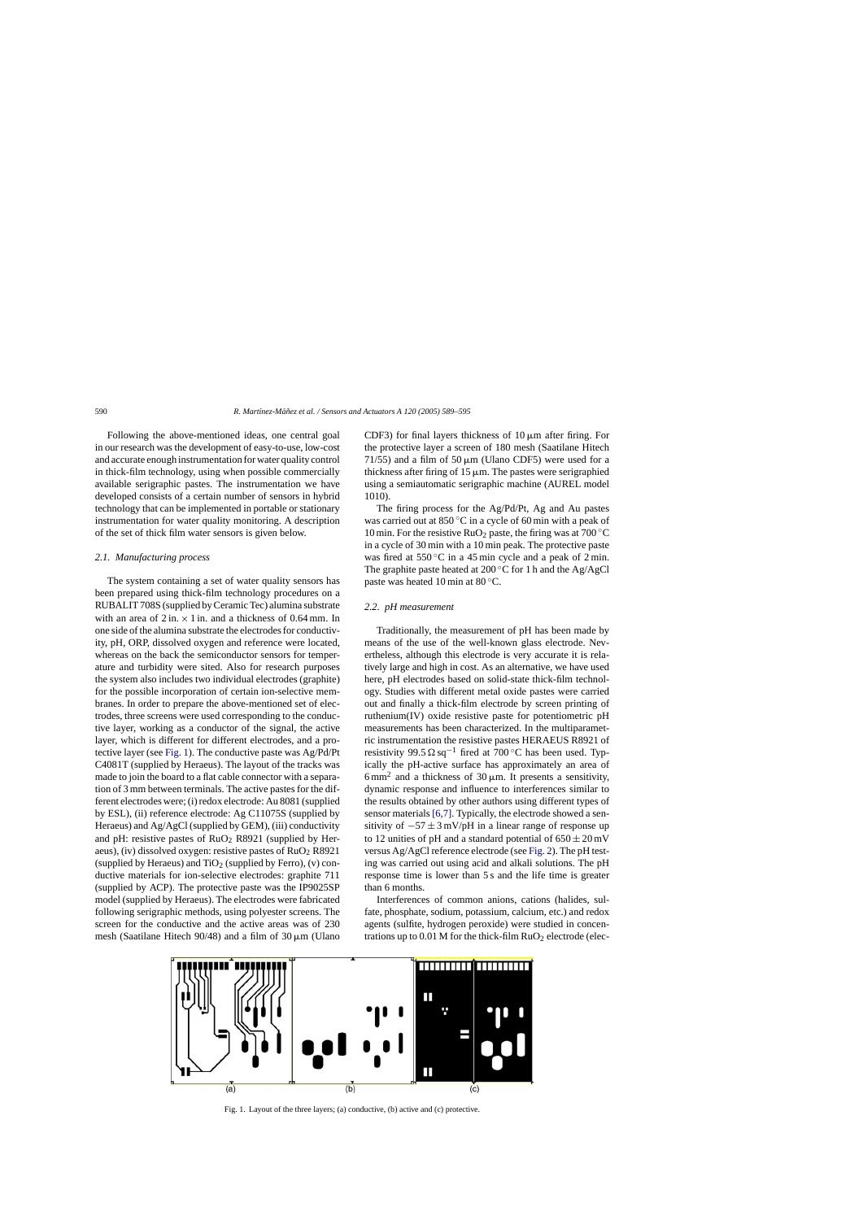Following the above-mentioned ideas, one central goal in our research was the development of easy-to-use, low-cost and accurate enough instrumentation for water quality control in thick-film technology, using when possible commercially available serigraphic pastes. The instrumentation we have developed consists of a certain number of sensors in hybrid technology that can be implemented in portable or stationary instrumentation for water quality monitoring. A description of the set of thick film water sensors is given below.

### 2.1. Manufacturing process

The system containing a set of water quality sensors has been prepared using thick-film technology procedures on a RUBALIT 708S (supplied by CeramicTec) alumina substrate with an area of 2 in. × 1 in. and a thickness of 0.64 mm. In one side of the alumina substrate the electrodes for conductivity, pH, ORP, dissolved oxygen and reference were located, whereas on the back the semiconductor sensors for temperature and turbidity were sited. Also for research purposes the system also includes two individual electrodes (graphite) for the possible incorporation of certain ion-selective membranes. In order to prepare the above-mentioned set of electrodes, three screens were used corresponding to the conductive layer, working as a conductor of the signal, the active layer, which is different for different electrodes, and a protective layer (see Fig. 1). The conductive paste was Ag/Pd/Pt C4081T (supplied by Heraeus). The layout of the tracks was made to join the board to a flat cable connector with a separation of 3 mm between terminals. The active pastes for the different electrodes were; (i) redox electrode: Au 8081 (supplied by ESL), (ii) reference electrode: Ag C11075S (supplied by Heraeus) and Ag/AgCl (supplied by GEM), (iii) conductivity and pH: resistive pastes of $RuO_2$ R8921 (supplied by Heraeus), (iv) dissolved oxygen: resistive pastes of $RuO_2$ R8921 (supplied by Heraeus) and $TiO_2$ (supplied by Ferro), (v) conductive materials for ion-selective electrodes: graphite 711 (supplied by ACP). The protective paste was the IP9025SP model (supplied by Heraeus). The electrodes were fabricated following serigraphic methods, using polyester screens. The screen for the conductive and the active areas was of 230 mesh (Saatilane Hitech 90/48) and a film of 30 μm (Ulano CDF3) for final layers thickness of 10 μm after firing. For the protective layer a screen of 180 mesh (Saatilane Hitech 71/55) and a film of 50 μm (Ulano CDF5) were used for a thickness after firing of 15 μm. The pastes were serigraphied using a semiautomatic serigraphic machine (AUREL model 1010).

The firing process for the Ag/Pd/Pt, Ag and Au pastes was carried out at 850 °C in a cycle of 60 min with a peak of 10 min. For the resistive $RuO_2$ paste, the firing was at 700 °C in a cycle of 30 min with a 10 min peak. The protective paste was fired at 550 °C in a 45 min cycle and a peak of 2 min. The graphite paste heated at 200 °C for 1 h and the Ag/AgCl paste was heated 10 min at 80 °C.

### 2.2. pH measurement

Traditionally, the measurement of pH has been made by means of the use of the well-known glass electrode. Nevertheless, although this electrode is very accurate it is relatively large and high in cost. As an alternative, we have used here, pH electrodes based on solid-state thick-film technology. Studies with different metal oxide pastes were carried out and finally a thick-film electrode by screen printing of ruthenium(IV) oxide resistive paste for potentiometric pH measurements has been characterized. In the multiparametric instrumentation the resistive pastes HERAEUS R8921 of resistivity 99.5 Ω sq$^{-1}$ fired at 700 °C has been used. Typically the pH-active surface has approximately an area of 6 mm$^2$ and a thickness of 30 μm. It presents a sensitivity, dynamic response and influence to interferences similar to the results obtained by other authors using different types of sensor materials [6,7]. Typically, the electrode showed a sensitivity of −57 ± 3 mV/pH in a linear range of response up to 12 unities of pH and a standard potential of 650 ± 20 mV versus Ag/AgCl reference electrode (see Fig. 2). The pH testing was carried out using acid and alkali solutions. The pH response time is lower than 5 s and the life time is greater than 6 months.

Interferences of common anions, cations (halides, sulfate, phosphate, sodium, potassium, calcium, etc.) and redox agents (sulfite, hydrogen peroxide) were studied in concentrations up to 0.01 M for the thick-film $RuO_2$ electrode (elec-

Fig. 1. Layout of the three layers; (a) conductive, (b) active and (c) protective.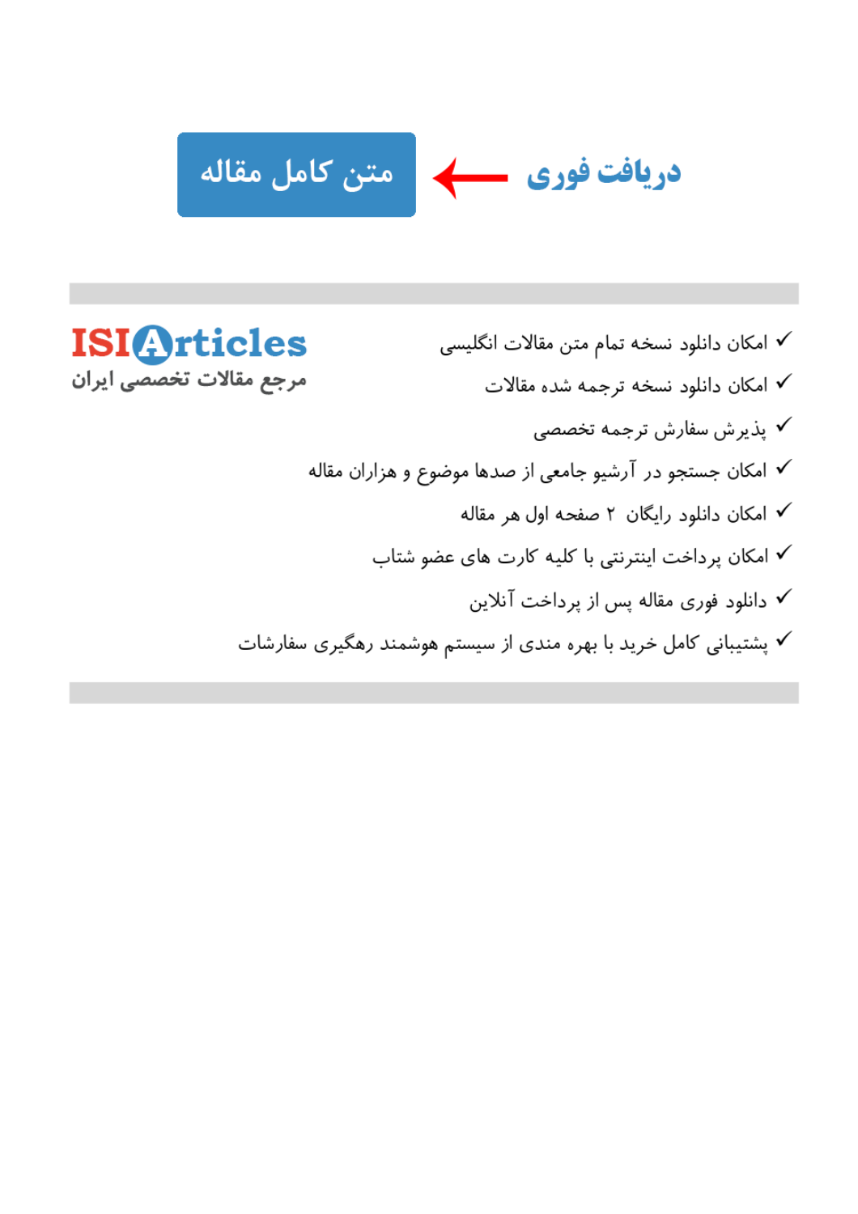دریافت فوری ← متن کامل مقاله

**ISIArticles**
مرجع مقالات تخصصی ایران

- ✓ امکان دانلود نسخه تمام متن مقالات انگلیسی
- ✓ امکان دانلود نسخه ترجمه شده مقالات
- ✓ پذیرش سفارش ترجمه تخصصی
- ✓ امکان جستجو در آرشیو جامعی از صدها موضوع و هزاران مقاله
- ✓ امکان دانلود رایگان ۲ صفحه اول هر مقاله
- ✓ امکان پرداخت اینترنتی با کلیه کارت های عضو شتاب
- ✓ دانلود فوری مقاله پس از پرداخت آنلاین
- ✓ پشتیبانی کامل خرید با بهره مندی از سیستم هوشمند رهگیری سفارشات